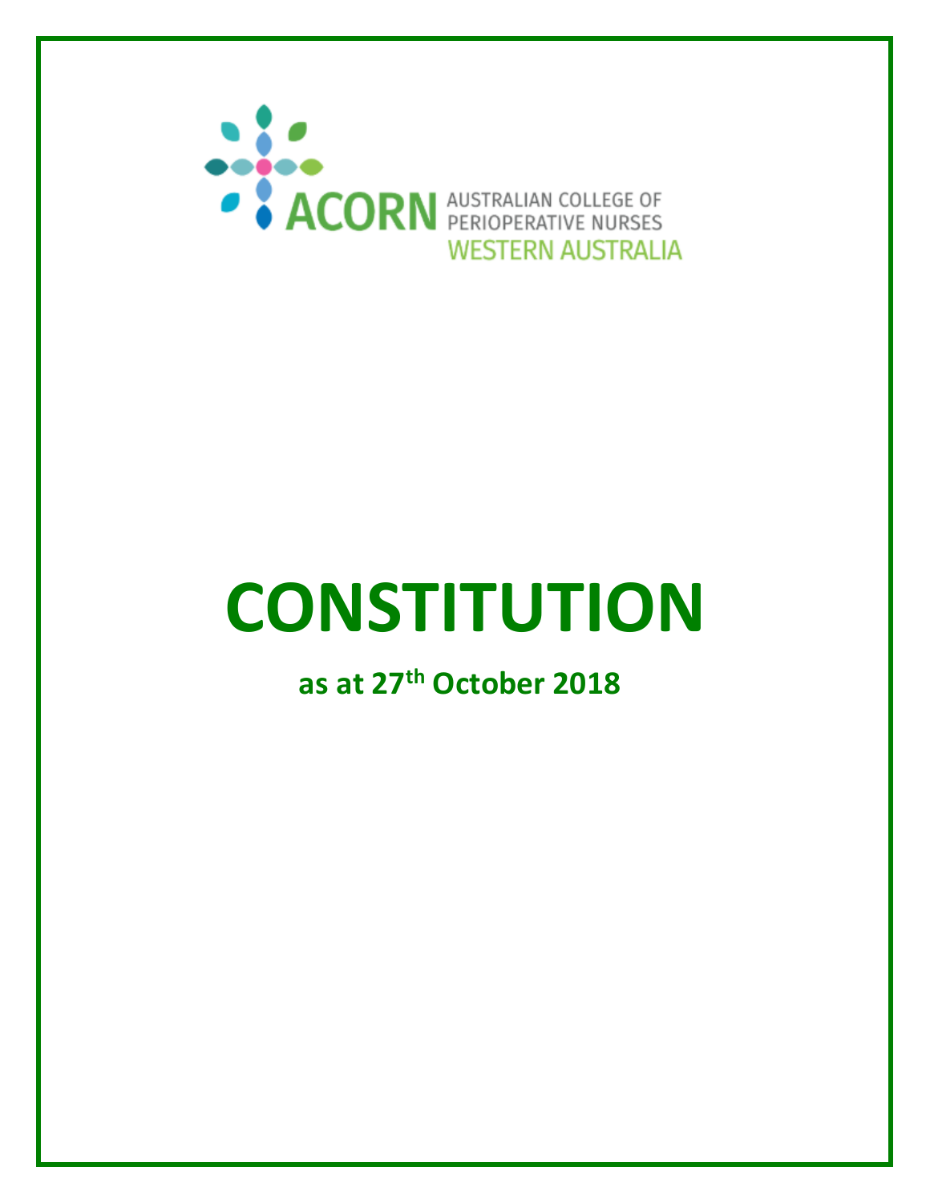ACORN AUSTRALIAN COLLEGE OF PERIOPERATIVE NURSES WESTERN AUSTRALIA

# CONSTITUTION

**as at 27th October 2018**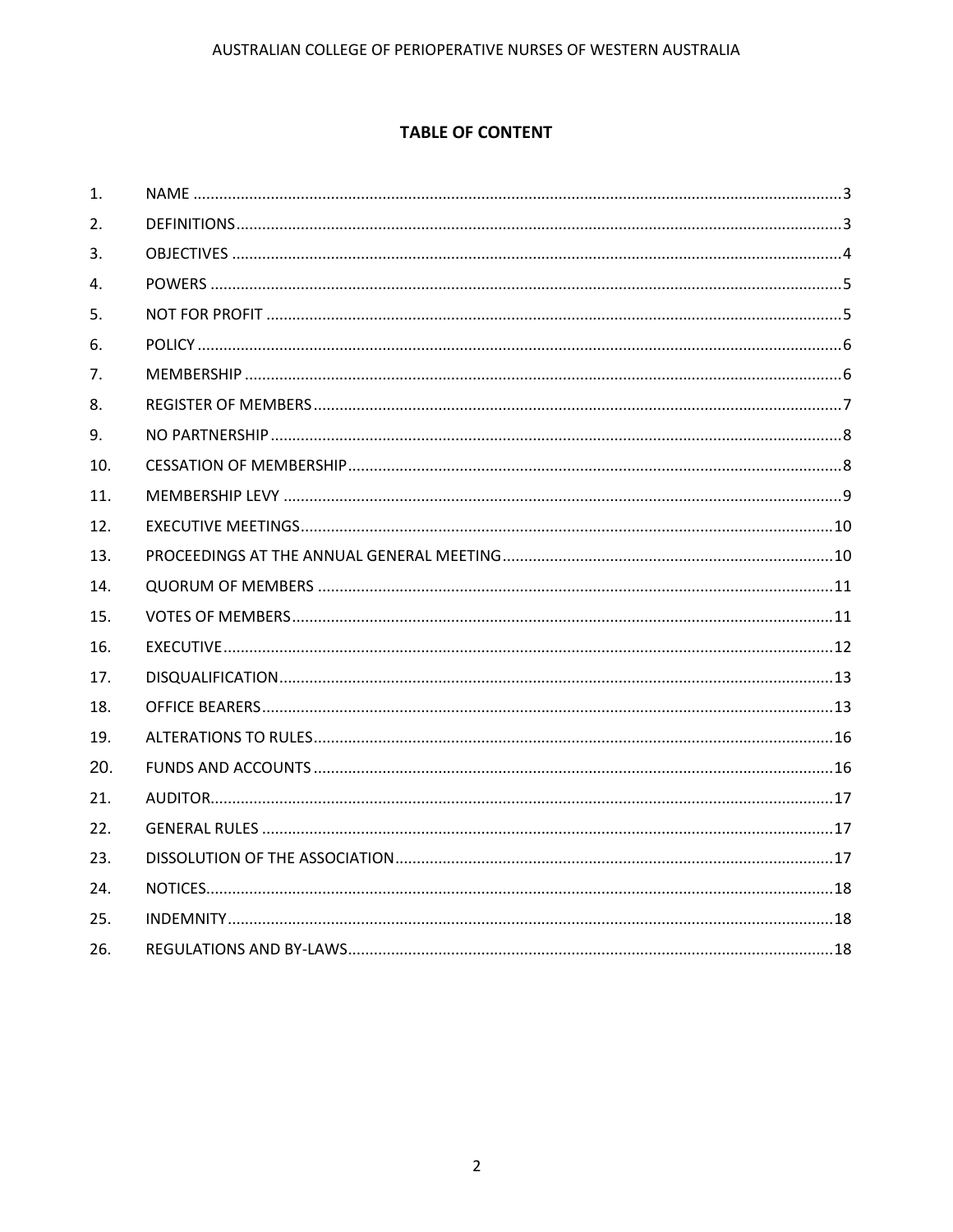## TABLE OF CONTENT

| | | |
|---|---|---|
| 1. | NAME | 3 |
| 2. | DEFINITIONS | 3 |
| 3. | OBJECTIVES | 4 |
| 4. | POWERS | 5 |
| 5. | NOT FOR PROFIT | 5 |
| 6. | POLICY | 6 |
| 7. | MEMBERSHIP | 6 |
| 8. | REGISTER OF MEMBERS | 7 |
| 9. | NO PARTNERSHIP | 8 |
| 10. | CESSATION OF MEMBERSHIP | 8 |
| 11. | MEMBERSHIP LEVY | 9 |
| 12. | EXECUTIVE MEETINGS | 10 |
| 13. | PROCEEDINGS AT THE ANNUAL GENERAL MEETING | 10 |
| 14. | QUORUM OF MEMBERS | 11 |
| 15. | VOTES OF MEMBERS | 11 |
| 16. | EXECUTIVE | 12 |
| 17. | DISQUALIFICATION | 13 |
| 18. | OFFICE BEARERS | 13 |
| 19. | ALTERATIONS TO RULES | 16 |
| 20. | FUNDS AND ACCOUNTS | 16 |
| 21. | AUDITOR | 17 |
| 22. | GENERAL RULES | 17 |
| 23. | DISSOLUTION OF THE ASSOCIATION | 17 |
| 24. | NOTICES | 18 |
| 25. | INDEMNITY | 18 |
| 26. | REGULATIONS AND BY-LAWS | 18 |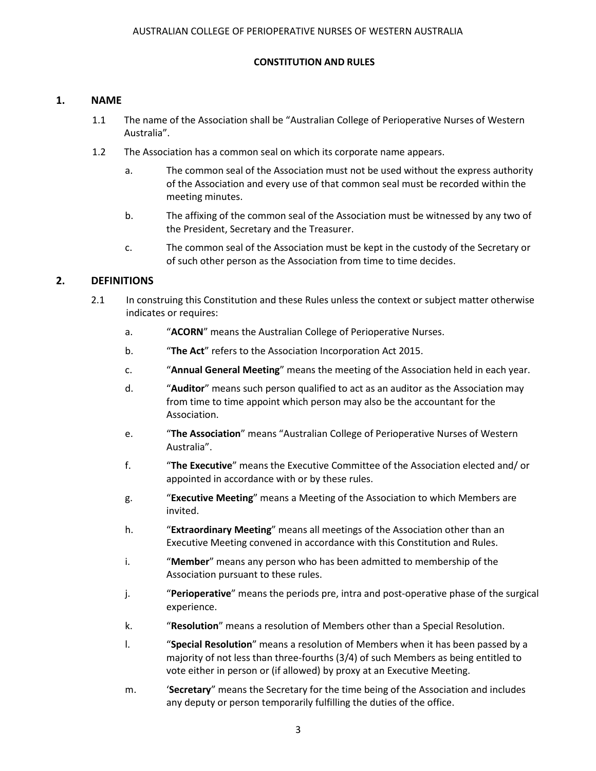AUSTRALIAN COLLEGE OF PERIOPERATIVE NURSES OF WESTERN AUSTRALIA

**CONSTITUTION AND RULES**

## 1. NAME

1.1 The name of the Association shall be "Australian College of Perioperative Nurses of Western Australia".

1.2 The Association has a common seal on which its corporate name appears.

a. The common seal of the Association must not be used without the express authority of the Association and every use of that common seal must be recorded within the meeting minutes.

b. The affixing of the common seal of the Association must be witnessed by any two of the President, Secretary and the Treasurer.

c. The common seal of the Association must be kept in the custody of the Secretary or of such other person as the Association from time to time decides.

## 2. DEFINITIONS

2.1 In construing this Constitution and these Rules unless the context or subject matter otherwise indicates or requires:

a. "**ACORN**" means the Australian College of Perioperative Nurses.

b. "**The Act**" refers to the Association Incorporation Act 2015.

c. "**Annual General Meeting**" means the meeting of the Association held in each year.

d. "**Auditor**" means such person qualified to act as an auditor as the Association may from time to time appoint which person may also be the accountant for the Association.

e. "**The Association**" means "Australian College of Perioperative Nurses of Western Australia".

f. "**The Executive**" means the Executive Committee of the Association elected and/ or appointed in accordance with or by these rules.

g. "**Executive Meeting**" means a Meeting of the Association to which Members are invited.

h. "**Extraordinary Meeting**" means all meetings of the Association other than an Executive Meeting convened in accordance with this Constitution and Rules.

i. "**Member**" means any person who has been admitted to membership of the Association pursuant to these rules.

j. "**Perioperative**" means the periods pre, intra and post-operative phase of the surgical experience.

k. "**Resolution**" means a resolution of Members other than a Special Resolution.

l. "**Special Resolution**" means a resolution of Members when it has been passed by a majority of not less than three-fourths (3/4) of such Members as being entitled to vote either in person or (if allowed) by proxy at an Executive Meeting.

m. '**Secretary**" means the Secretary for the time being of the Association and includes any deputy or person temporarily fulfilling the duties of the office.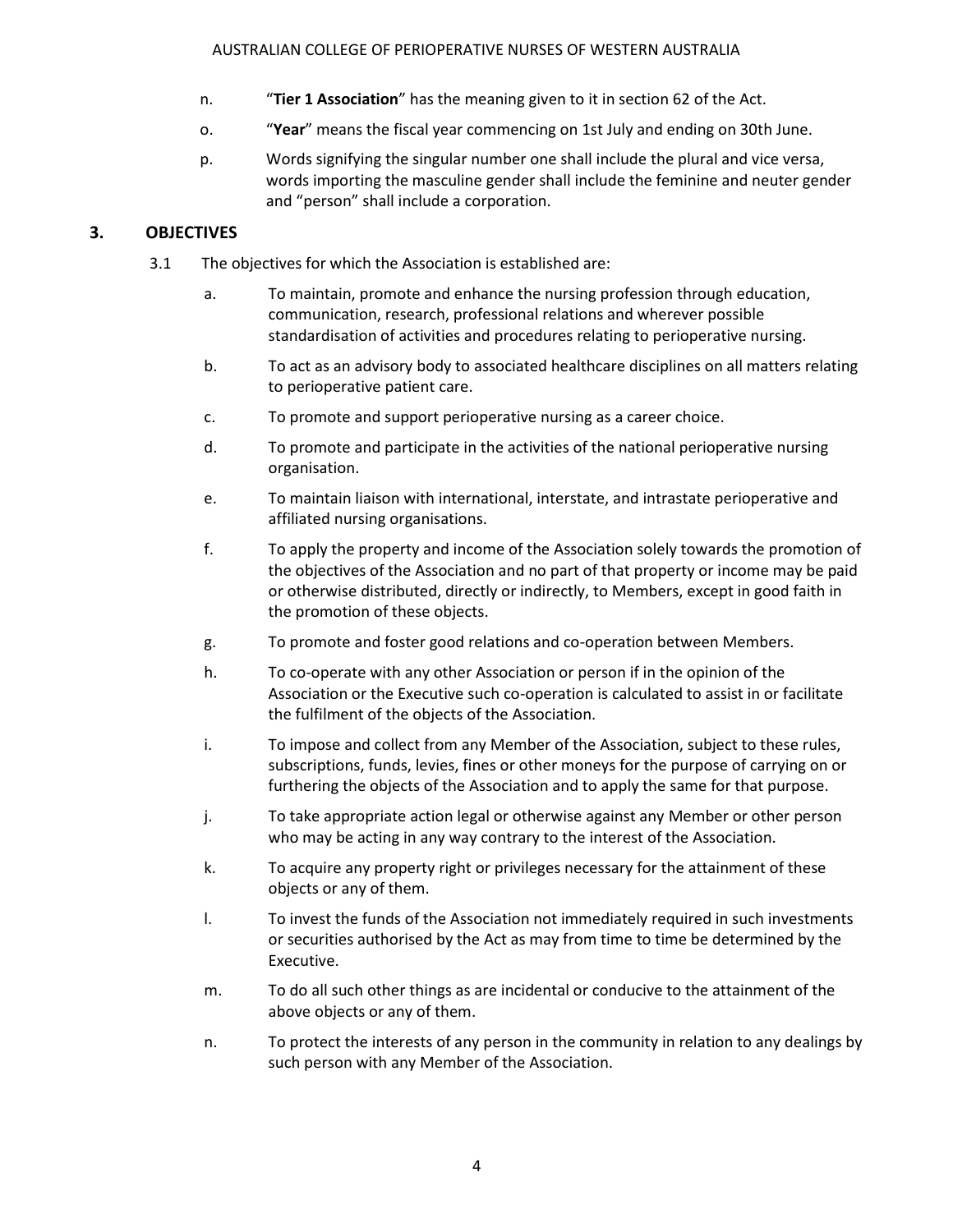n. "**Tier 1 Association**" has the meaning given to it in section 62 of the Act.

o. "**Year**" means the fiscal year commencing on 1st July and ending on 30th June.

p. Words signifying the singular number one shall include the plural and vice versa, words importing the masculine gender shall include the feminine and neuter gender and "person" shall include a corporation.

## 3. OBJECTIVES

3.1 The objectives for which the Association is established are:

a. To maintain, promote and enhance the nursing profession through education, communication, research, professional relations and wherever possible standardisation of activities and procedures relating to perioperative nursing.

b. To act as an advisory body to associated healthcare disciplines on all matters relating to perioperative patient care.

c. To promote and support perioperative nursing as a career choice.

d. To promote and participate in the activities of the national perioperative nursing organisation.

e. To maintain liaison with international, interstate, and intrastate perioperative and affiliated nursing organisations.

f. To apply the property and income of the Association solely towards the promotion of the objectives of the Association and no part of that property or income may be paid or otherwise distributed, directly or indirectly, to Members, except in good faith in the promotion of these objects.

g. To promote and foster good relations and co-operation between Members.

h. To co-operate with any other Association or person if in the opinion of the Association or the Executive such co-operation is calculated to assist in or facilitate the fulfilment of the objects of the Association.

i. To impose and collect from any Member of the Association, subject to these rules, subscriptions, funds, levies, fines or other moneys for the purpose of carrying on or furthering the objects of the Association and to apply the same for that purpose.

j. To take appropriate action legal or otherwise against any Member or other person who may be acting in any way contrary to the interest of the Association.

k. To acquire any property right or privileges necessary for the attainment of these objects or any of them.

l. To invest the funds of the Association not immediately required in such investments or securities authorised by the Act as may from time to time be determined by the Executive.

m. To do all such other things as are incidental or conducive to the attainment of the above objects or any of them.

n. To protect the interests of any person in the community in relation to any dealings by such person with any Member of the Association.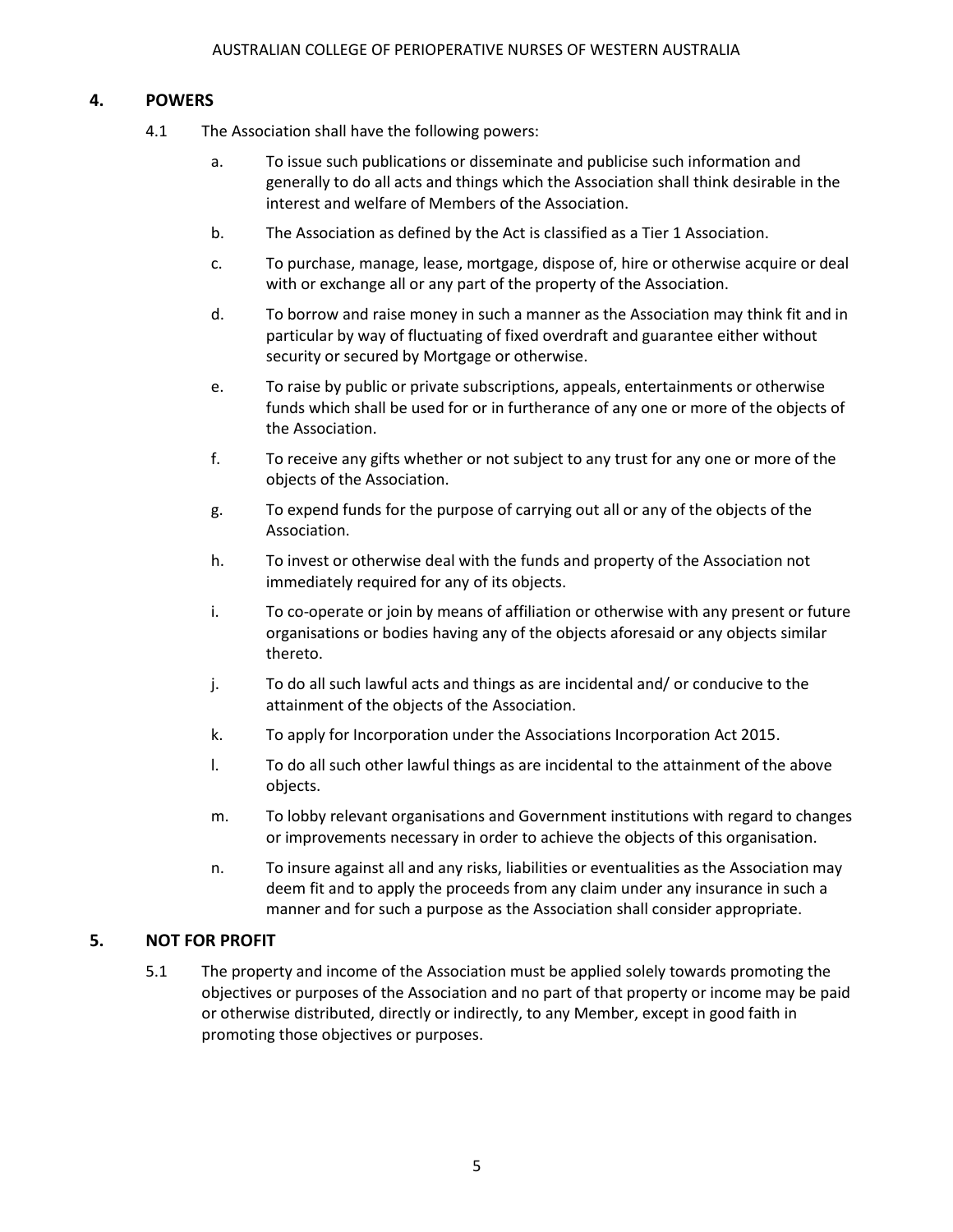## 4. POWERS

4.1 The Association shall have the following powers:

a. To issue such publications or disseminate and publicise such information and generally to do all acts and things which the Association shall think desirable in the interest and welfare of Members of the Association.

b. The Association as defined by the Act is classified as a Tier 1 Association.

c. To purchase, manage, lease, mortgage, dispose of, hire or otherwise acquire or deal with or exchange all or any part of the property of the Association.

d. To borrow and raise money in such a manner as the Association may think fit and in particular by way of fluctuating of fixed overdraft and guarantee either without security or secured by Mortgage or otherwise.

e. To raise by public or private subscriptions, appeals, entertainments or otherwise funds which shall be used for or in furtherance of any one or more of the objects of the Association.

f. To receive any gifts whether or not subject to any trust for any one or more of the objects of the Association.

g. To expend funds for the purpose of carrying out all or any of the objects of the Association.

h. To invest or otherwise deal with the funds and property of the Association not immediately required for any of its objects.

i. To co-operate or join by means of affiliation or otherwise with any present or future organisations or bodies having any of the objects aforesaid or any objects similar thereto.

j. To do all such lawful acts and things as are incidental and/ or conducive to the attainment of the objects of the Association.

k. To apply for Incorporation under the Associations Incorporation Act 2015.

l. To do all such other lawful things as are incidental to the attainment of the above objects.

m. To lobby relevant organisations and Government institutions with regard to changes or improvements necessary in order to achieve the objects of this organisation.

n. To insure against all and any risks, liabilities or eventualities as the Association may deem fit and to apply the proceeds from any claim under any insurance in such a manner and for such a purpose as the Association shall consider appropriate.

## 5. NOT FOR PROFIT

5.1 The property and income of the Association must be applied solely towards promoting the objectives or purposes of the Association and no part of that property or income may be paid or otherwise distributed, directly or indirectly, to any Member, except in good faith in promoting those objectives or purposes.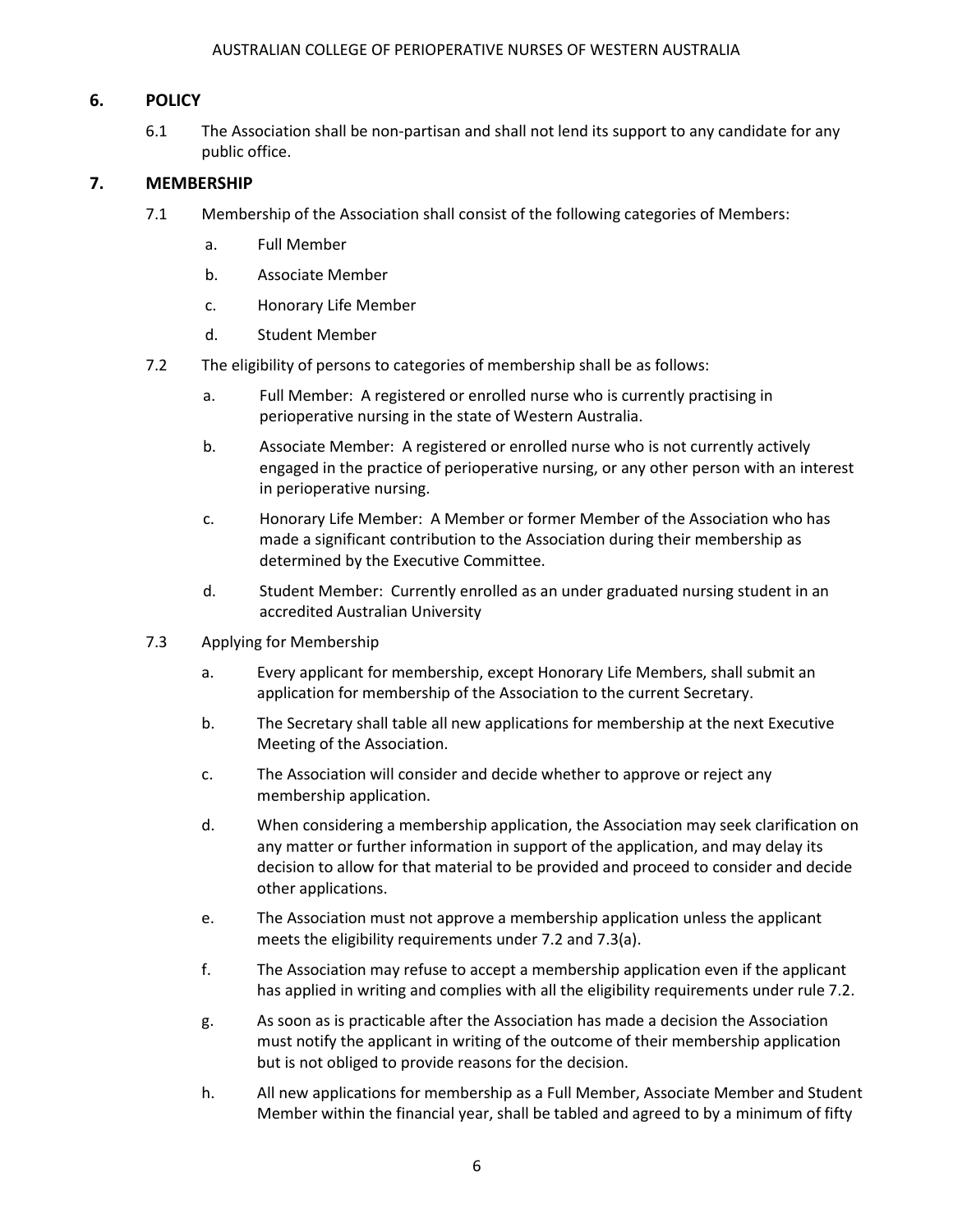## 6. POLICY

6.1 The Association shall be non-partisan and shall not lend its support to any candidate for any public office.

## 7. MEMBERSHIP

7.1 Membership of the Association shall consist of the following categories of Members:

a. Full Member

b. Associate Member

c. Honorary Life Member

d. Student Member

7.2 The eligibility of persons to categories of membership shall be as follows:

a. Full Member: A registered or enrolled nurse who is currently practising in perioperative nursing in the state of Western Australia.

b. Associate Member: A registered or enrolled nurse who is not currently actively engaged in the practice of perioperative nursing, or any other person with an interest in perioperative nursing.

c. Honorary Life Member: A Member or former Member of the Association who has made a significant contribution to the Association during their membership as determined by the Executive Committee.

d. Student Member: Currently enrolled as an under graduated nursing student in an accredited Australian University

7.3 Applying for Membership

a. Every applicant for membership, except Honorary Life Members, shall submit an application for membership of the Association to the current Secretary.

b. The Secretary shall table all new applications for membership at the next Executive Meeting of the Association.

c. The Association will consider and decide whether to approve or reject any membership application.

d. When considering a membership application, the Association may seek clarification on any matter or further information in support of the application, and may delay its decision to allow for that material to be provided and proceed to consider and decide other applications.

e. The Association must not approve a membership application unless the applicant meets the eligibility requirements under 7.2 and 7.3(a).

f. The Association may refuse to accept a membership application even if the applicant has applied in writing and complies with all the eligibility requirements under rule 7.2.

g. As soon as is practicable after the Association has made a decision the Association must notify the applicant in writing of the outcome of their membership application but is not obliged to provide reasons for the decision.

h. All new applications for membership as a Full Member, Associate Member and Student Member within the financial year, shall be tabled and agreed to by a minimum of fifty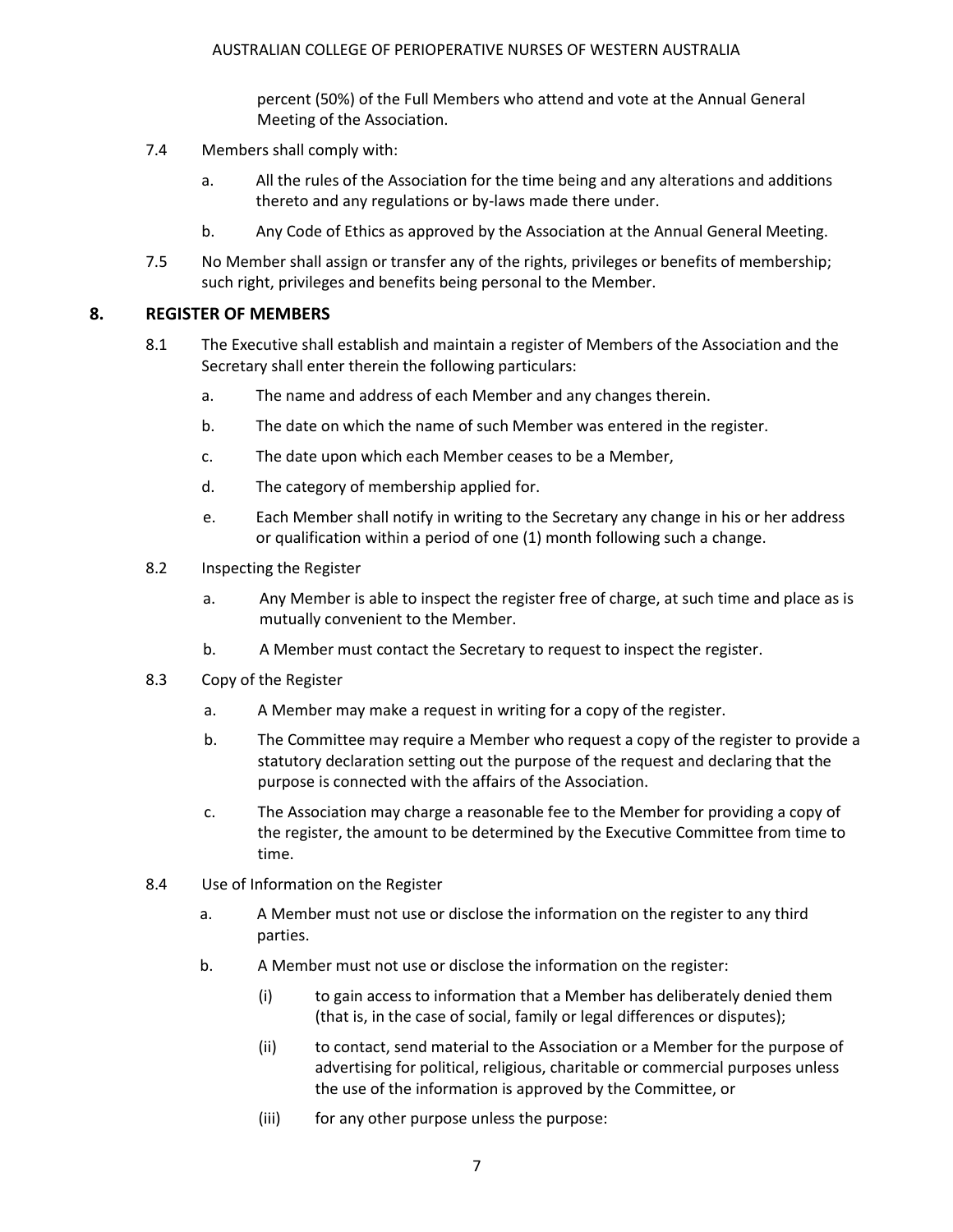percent (50%) of the Full Members who attend and vote at the Annual General Meeting of the Association.

7.4 Members shall comply with:

a. All the rules of the Association for the time being and any alterations and additions thereto and any regulations or by-laws made there under.

b. Any Code of Ethics as approved by the Association at the Annual General Meeting.

7.5 No Member shall assign or transfer any of the rights, privileges or benefits of membership; such right, privileges and benefits being personal to the Member.

## 8. REGISTER OF MEMBERS

8.1 The Executive shall establish and maintain a register of Members of the Association and the Secretary shall enter therein the following particulars:

a. The name and address of each Member and any changes therein.

b. The date on which the name of such Member was entered in the register.

c. The date upon which each Member ceases to be a Member,

d. The category of membership applied for.

e. Each Member shall notify in writing to the Secretary any change in his or her address or qualification within a period of one (1) month following such a change.

8.2 Inspecting the Register

a. Any Member is able to inspect the register free of charge, at such time and place as is mutually convenient to the Member.

b. A Member must contact the Secretary to request to inspect the register.

8.3 Copy of the Register

a. A Member may make a request in writing for a copy of the register.

b. The Committee may require a Member who request a copy of the register to provide a statutory declaration setting out the purpose of the request and declaring that the purpose is connected with the affairs of the Association.

c. The Association may charge a reasonable fee to the Member for providing a copy of the register, the amount to be determined by the Executive Committee from time to time.

8.4 Use of Information on the Register

a. A Member must not use or disclose the information on the register to any third parties.

b. A Member must not use or disclose the information on the register:

(i) to gain access to information that a Member has deliberately denied them (that is, in the case of social, family or legal differences or disputes);

(ii) to contact, send material to the Association or a Member for the purpose of advertising for political, religious, charitable or commercial purposes unless the use of the information is approved by the Committee, or

(iii) for any other purpose unless the purpose: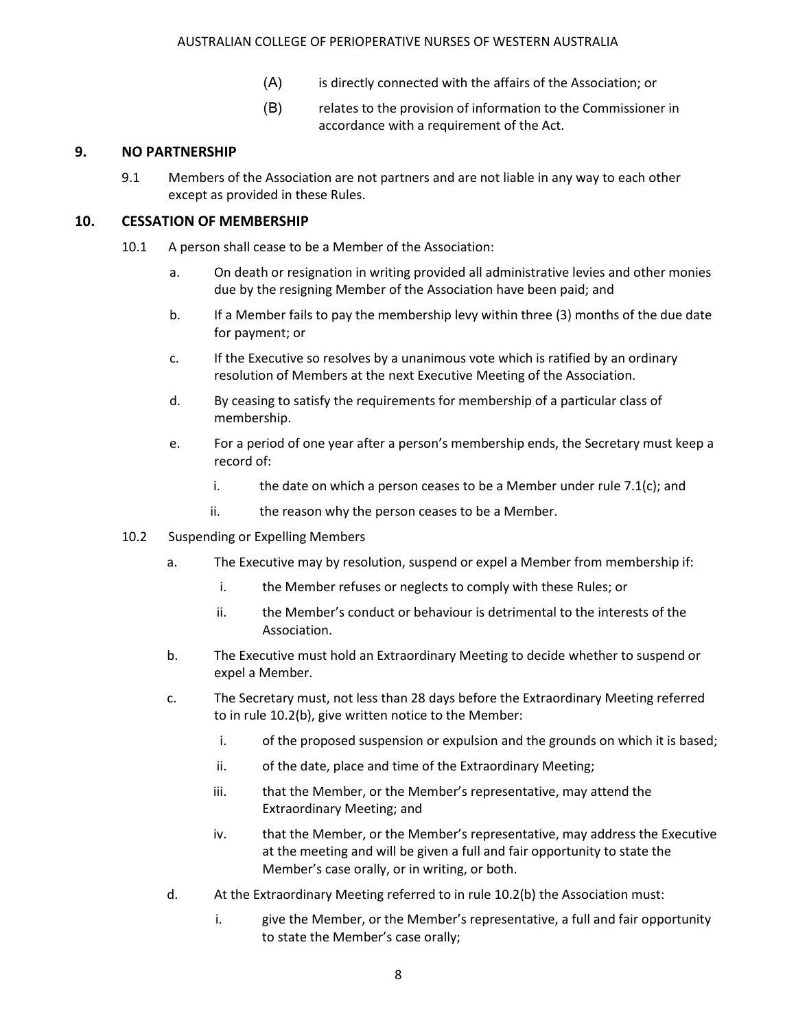(A) is directly connected with the affairs of the Association; or

(B) relates to the provision of information to the Commissioner in accordance with a requirement of the Act.

## 9. NO PARTNERSHIP

9.1 Members of the Association are not partners and are not liable in any way to each other except as provided in these Rules.

## 10. CESSATION OF MEMBERSHIP

10.1 A person shall cease to be a Member of the Association:

a. On death or resignation in writing provided all administrative levies and other monies due by the resigning Member of the Association have been paid; and

b. If a Member fails to pay the membership levy within three (3) months of the due date for payment; or

c. If the Executive so resolves by a unanimous vote which is ratified by an ordinary resolution of Members at the next Executive Meeting of the Association.

d. By ceasing to satisfy the requirements for membership of a particular class of membership.

e. For a period of one year after a person's membership ends, the Secretary must keep a record of:

  i. the date on which a person ceases to be a Member under rule 7.1(c); and

  ii. the reason why the person ceases to be a Member.

10.2 Suspending or Expelling Members

a. The Executive may by resolution, suspend or expel a Member from membership if:

  i. the Member refuses or neglects to comply with these Rules; or

  ii. the Member's conduct or behaviour is detrimental to the interests of the Association.

b. The Executive must hold an Extraordinary Meeting to decide whether to suspend or expel a Member.

c. The Secretary must, not less than 28 days before the Extraordinary Meeting referred to in rule 10.2(b), give written notice to the Member:

  i. of the proposed suspension or expulsion and the grounds on which it is based;

  ii. of the date, place and time of the Extraordinary Meeting;

  iii. that the Member, or the Member's representative, may attend the Extraordinary Meeting; and

  iv. that the Member, or the Member's representative, may address the Executive at the meeting and will be given a full and fair opportunity to state the Member's case orally, or in writing, or both.

d. At the Extraordinary Meeting referred to in rule 10.2(b) the Association must:

  i. give the Member, or the Member's representative, a full and fair opportunity to state the Member's case orally;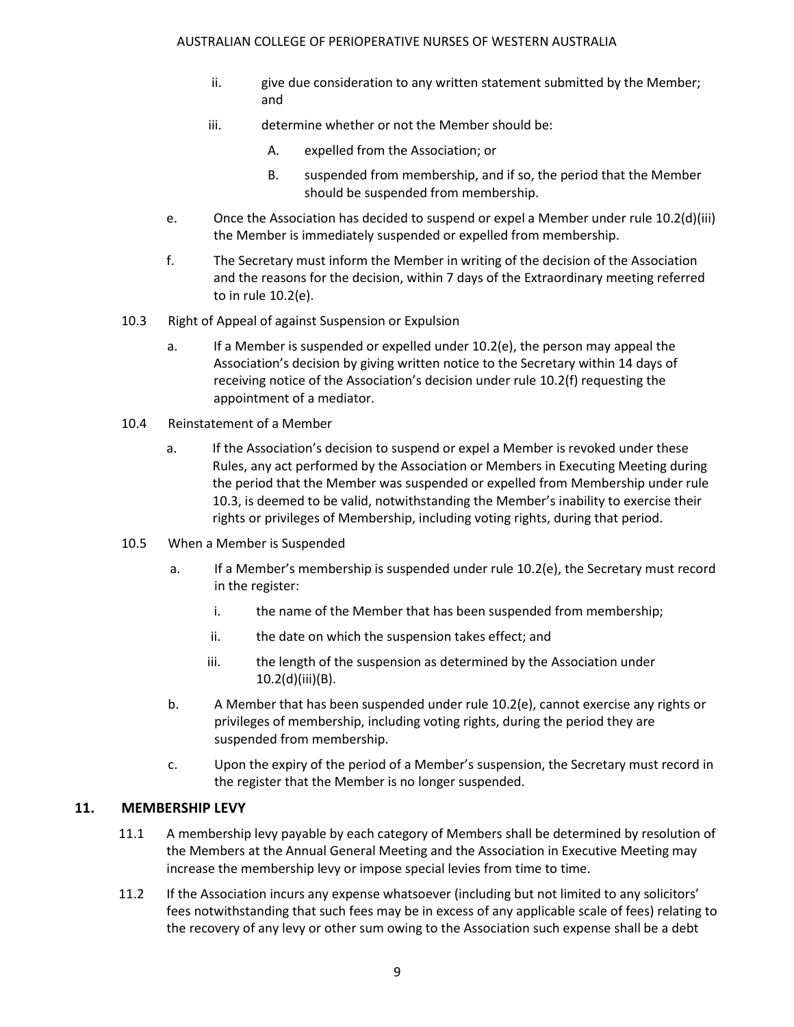ii. give due consideration to any written statement submitted by the Member; and

   iii. determine whether or not the Member should be:

      A. expelled from the Association; or

      B. suspended from membership, and if so, the period that the Member should be suspended from membership.

e. Once the Association has decided to suspend or expel a Member under rule 10.2(d)(iii) the Member is immediately suspended or expelled from membership.

f. The Secretary must inform the Member in writing of the decision of the Association and the reasons for the decision, within 7 days of the Extraordinary meeting referred to in rule 10.2(e).

10.3 Right of Appeal of against Suspension or Expulsion

a. If a Member is suspended or expelled under 10.2(e), the person may appeal the Association's decision by giving written notice to the Secretary within 14 days of receiving notice of the Association's decision under rule 10.2(f) requesting the appointment of a mediator.

10.4 Reinstatement of a Member

a. If the Association's decision to suspend or expel a Member is revoked under these Rules, any act performed by the Association or Members in Executing Meeting during the period that the Member was suspended or expelled from Membership under rule 10.3, is deemed to be valid, notwithstanding the Member's inability to exercise their rights or privileges of Membership, including voting rights, during that period.

10.5 When a Member is Suspended

a. If a Member's membership is suspended under rule 10.2(e), the Secretary must record in the register:

   i. the name of the Member that has been suspended from membership;

   ii. the date on which the suspension takes effect; and

   iii. the length of the suspension as determined by the Association under 10.2(d)(iii)(B).

b. A Member that has been suspended under rule 10.2(e), cannot exercise any rights or privileges of membership, including voting rights, during the period they are suspended from membership.

c. Upon the expiry of the period of a Member's suspension, the Secretary must record in the register that the Member is no longer suspended.

## 11. MEMBERSHIP LEVY

11.1 A membership levy payable by each category of Members shall be determined by resolution of the Members at the Annual General Meeting and the Association in Executive Meeting may increase the membership levy or impose special levies from time to time.

11.2 If the Association incurs any expense whatsoever (including but not limited to any solicitors' fees notwithstanding that such fees may be in excess of any applicable scale of fees) relating to the recovery of any levy or other sum owing to the Association such expense shall be a debt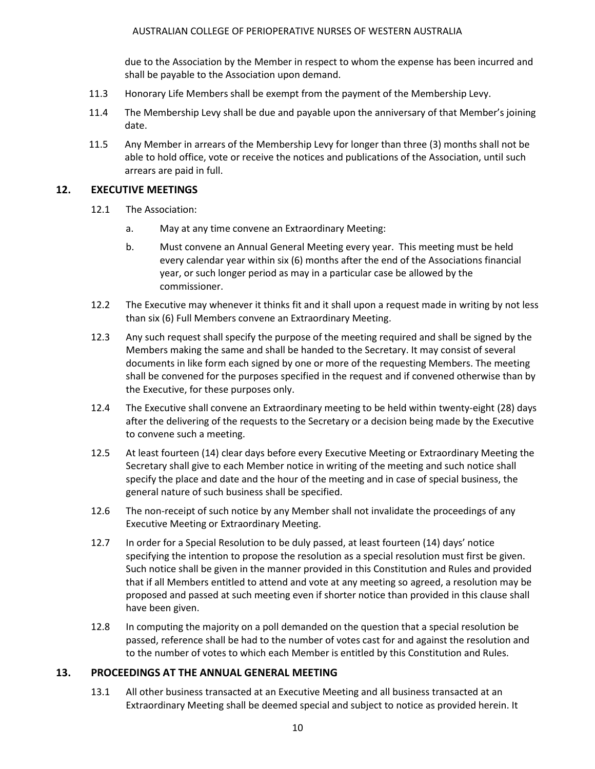due to the Association by the Member in respect to whom the expense has been incurred and shall be payable to the Association upon demand.

11.3 Honorary Life Members shall be exempt from the payment of the Membership Levy.

11.4 The Membership Levy shall be due and payable upon the anniversary of that Member's joining date.

11.5 Any Member in arrears of the Membership Levy for longer than three (3) months shall not be able to hold office, vote or receive the notices and publications of the Association, until such arrears are paid in full.

## 12. EXECUTIVE MEETINGS

12.1 The Association:

a. May at any time convene an Extraordinary Meeting:

b. Must convene an Annual General Meeting every year. This meeting must be held every calendar year within six (6) months after the end of the Associations financial year, or such longer period as may in a particular case be allowed by the commissioner.

12.2 The Executive may whenever it thinks fit and it shall upon a request made in writing by not less than six (6) Full Members convene an Extraordinary Meeting.

12.3 Any such request shall specify the purpose of the meeting required and shall be signed by the Members making the same and shall be handed to the Secretary. It may consist of several documents in like form each signed by one or more of the requesting Members. The meeting shall be convened for the purposes specified in the request and if convened otherwise than by the Executive, for these purposes only.

12.4 The Executive shall convene an Extraordinary meeting to be held within twenty-eight (28) days after the delivering of the requests to the Secretary or a decision being made by the Executive to convene such a meeting.

12.5 At least fourteen (14) clear days before every Executive Meeting or Extraordinary Meeting the Secretary shall give to each Member notice in writing of the meeting and such notice shall specify the place and date and the hour of the meeting and in case of special business, the general nature of such business shall be specified.

12.6 The non-receipt of such notice by any Member shall not invalidate the proceedings of any Executive Meeting or Extraordinary Meeting.

12.7 In order for a Special Resolution to be duly passed, at least fourteen (14) days' notice specifying the intention to propose the resolution as a special resolution must first be given. Such notice shall be given in the manner provided in this Constitution and Rules and provided that if all Members entitled to attend and vote at any meeting so agreed, a resolution may be proposed and passed at such meeting even if shorter notice than provided in this clause shall have been given.

12.8 In computing the majority on a poll demanded on the question that a special resolution be passed, reference shall be had to the number of votes cast for and against the resolution and to the number of votes to which each Member is entitled by this Constitution and Rules.

## 13. PROCEEDINGS AT THE ANNUAL GENERAL MEETING

13.1 All other business transacted at an Executive Meeting and all business transacted at an Extraordinary Meeting shall be deemed special and subject to notice as provided herein. It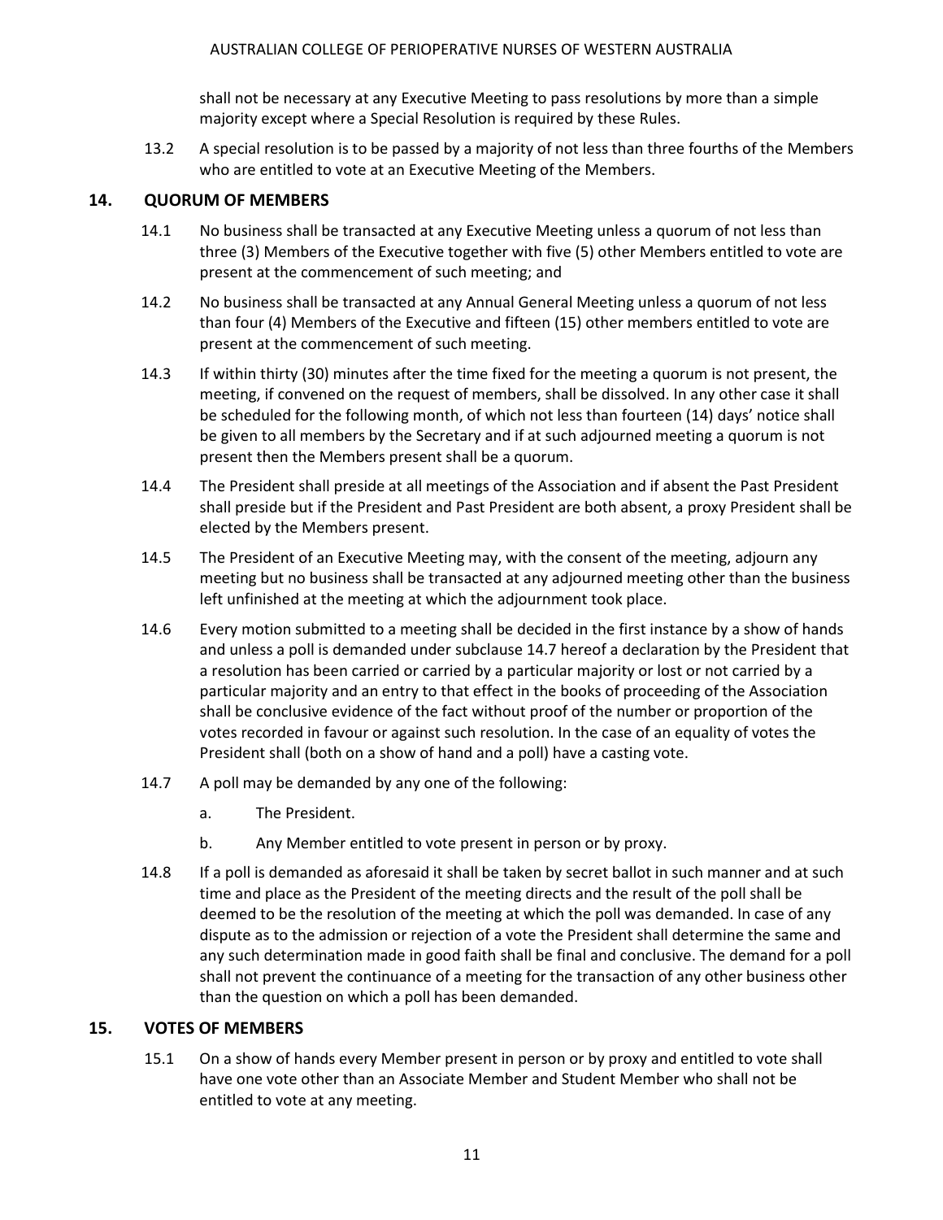shall not be necessary at any Executive Meeting to pass resolutions by more than a simple majority except where a Special Resolution is required by these Rules.

13.2 A special resolution is to be passed by a majority of not less than three fourths of the Members who are entitled to vote at an Executive Meeting of the Members.

## 14. QUORUM OF MEMBERS

14.1 No business shall be transacted at any Executive Meeting unless a quorum of not less than three (3) Members of the Executive together with five (5) other Members entitled to vote are present at the commencement of such meeting; and

14.2 No business shall be transacted at any Annual General Meeting unless a quorum of not less than four (4) Members of the Executive and fifteen (15) other members entitled to vote are present at the commencement of such meeting.

14.3 If within thirty (30) minutes after the time fixed for the meeting a quorum is not present, the meeting, if convened on the request of members, shall be dissolved. In any other case it shall be scheduled for the following month, of which not less than fourteen (14) days' notice shall be given to all members by the Secretary and if at such adjourned meeting a quorum is not present then the Members present shall be a quorum.

14.4 The President shall preside at all meetings of the Association and if absent the Past President shall preside but if the President and Past President are both absent, a proxy President shall be elected by the Members present.

14.5 The President of an Executive Meeting may, with the consent of the meeting, adjourn any meeting but no business shall be transacted at any adjourned meeting other than the business left unfinished at the meeting at which the adjournment took place.

14.6 Every motion submitted to a meeting shall be decided in the first instance by a show of hands and unless a poll is demanded under subclause 14.7 hereof a declaration by the President that a resolution has been carried or carried by a particular majority or lost or not carried by a particular majority and an entry to that effect in the books of proceeding of the Association shall be conclusive evidence of the fact without proof of the number or proportion of the votes recorded in favour or against such resolution. In the case of an equality of votes the President shall (both on a show of hand and a poll) have a casting vote.

14.7 A poll may be demanded by any one of the following:

a. The President.

b. Any Member entitled to vote present in person or by proxy.

14.8 If a poll is demanded as aforesaid it shall be taken by secret ballot in such manner and at such time and place as the President of the meeting directs and the result of the poll shall be deemed to be the resolution of the meeting at which the poll was demanded. In case of any dispute as to the admission or rejection of a vote the President shall determine the same and any such determination made in good faith shall be final and conclusive. The demand for a poll shall not prevent the continuance of a meeting for the transaction of any other business other than the question on which a poll has been demanded.

## 15. VOTES OF MEMBERS

15.1 On a show of hands every Member present in person or by proxy and entitled to vote shall have one vote other than an Associate Member and Student Member who shall not be entitled to vote at any meeting.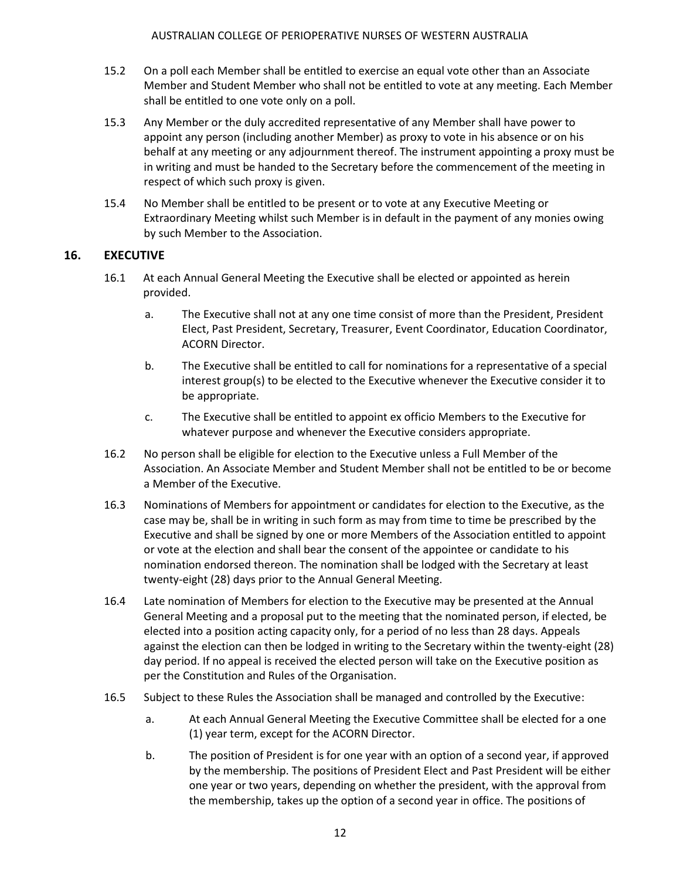15.2 On a poll each Member shall be entitled to exercise an equal vote other than an Associate Member and Student Member who shall not be entitled to vote at any meeting. Each Member shall be entitled to one vote only on a poll.

15.3 Any Member or the duly accredited representative of any Member shall have power to appoint any person (including another Member) as proxy to vote in his absence or on his behalf at any meeting or any adjournment thereof. The instrument appointing a proxy must be in writing and must be handed to the Secretary before the commencement of the meeting in respect of which such proxy is given.

15.4 No Member shall be entitled to be present or to vote at any Executive Meeting or Extraordinary Meeting whilst such Member is in default in the payment of any monies owing by such Member to the Association.

## 16. EXECUTIVE

16.1 At each Annual General Meeting the Executive shall be elected or appointed as herein provided.

a. The Executive shall not at any one time consist of more than the President, President Elect, Past President, Secretary, Treasurer, Event Coordinator, Education Coordinator, ACORN Director.

b. The Executive shall be entitled to call for nominations for a representative of a special interest group(s) to be elected to the Executive whenever the Executive consider it to be appropriate.

c. The Executive shall be entitled to appoint ex officio Members to the Executive for whatever purpose and whenever the Executive considers appropriate.

16.2 No person shall be eligible for election to the Executive unless a Full Member of the Association. An Associate Member and Student Member shall not be entitled to be or become a Member of the Executive.

16.3 Nominations of Members for appointment or candidates for election to the Executive, as the case may be, shall be in writing in such form as may from time to time be prescribed by the Executive and shall be signed by one or more Members of the Association entitled to appoint or vote at the election and shall bear the consent of the appointee or candidate to his nomination endorsed thereon. The nomination shall be lodged with the Secretary at least twenty-eight (28) days prior to the Annual General Meeting.

16.4 Late nomination of Members for election to the Executive may be presented at the Annual General Meeting and a proposal put to the meeting that the nominated person, if elected, be elected into a position acting capacity only, for a period of no less than 28 days. Appeals against the election can then be lodged in writing to the Secretary within the twenty-eight (28) day period. If no appeal is received the elected person will take on the Executive position as per the Constitution and Rules of the Organisation.

16.5 Subject to these Rules the Association shall be managed and controlled by the Executive:

a. At each Annual General Meeting the Executive Committee shall be elected for a one (1) year term, except for the ACORN Director.

b. The position of President is for one year with an option of a second year, if approved by the membership. The positions of President Elect and Past President will be either one year or two years, depending on whether the president, with the approval from the membership, takes up the option of a second year in office. The positions of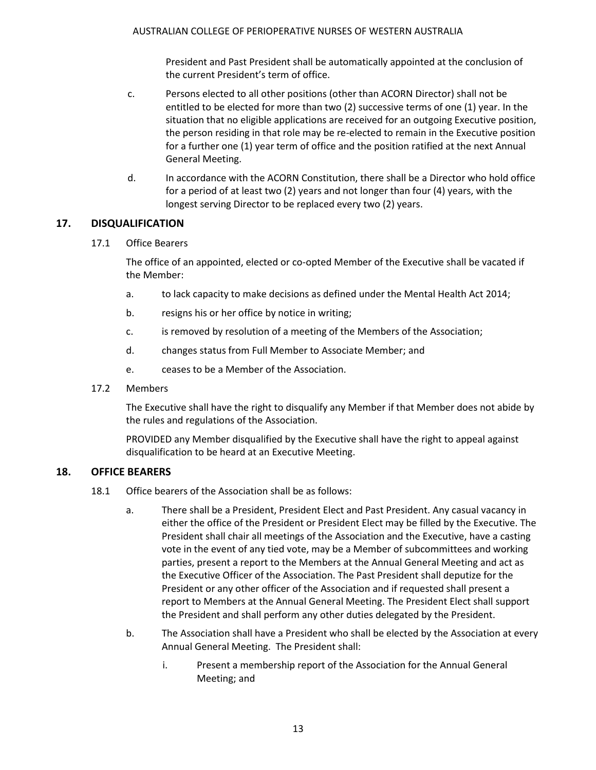President and Past President shall be automatically appointed at the conclusion of the current President's term of office.

c. Persons elected to all other positions (other than ACORN Director) shall not be entitled to be elected for more than two (2) successive terms of one (1) year. In the situation that no eligible applications are received for an outgoing Executive position, the person residing in that role may be re-elected to remain in the Executive position for a further one (1) year term of office and the position ratified at the next Annual General Meeting.

d. In accordance with the ACORN Constitution, there shall be a Director who hold office for a period of at least two (2) years and not longer than four (4) years, with the longest serving Director to be replaced every two (2) years.

## 17. DISQUALIFICATION

17.1 Office Bearers

The office of an appointed, elected or co-opted Member of the Executive shall be vacated if the Member:

a. to lack capacity to make decisions as defined under the Mental Health Act 2014;

b. resigns his or her office by notice in writing;

c. is removed by resolution of a meeting of the Members of the Association;

d. changes status from Full Member to Associate Member; and

e. ceases to be a Member of the Association.

17.2 Members

The Executive shall have the right to disqualify any Member if that Member does not abide by the rules and regulations of the Association.

PROVIDED any Member disqualified by the Executive shall have the right to appeal against disqualification to be heard at an Executive Meeting.

## 18. OFFICE BEARERS

18.1 Office bearers of the Association shall be as follows:

a. There shall be a President, President Elect and Past President. Any casual vacancy in either the office of the President or President Elect may be filled by the Executive. The President shall chair all meetings of the Association and the Executive, have a casting vote in the event of any tied vote, may be a Member of subcommittees and working parties, present a report to the Members at the Annual General Meeting and act as the Executive Officer of the Association. The Past President shall deputize for the President or any other officer of the Association and if requested shall present a report to Members at the Annual General Meeting. The President Elect shall support the President and shall perform any other duties delegated by the President.

b. The Association shall have a President who shall be elected by the Association at every Annual General Meeting. The President shall:

i. Present a membership report of the Association for the Annual General Meeting; and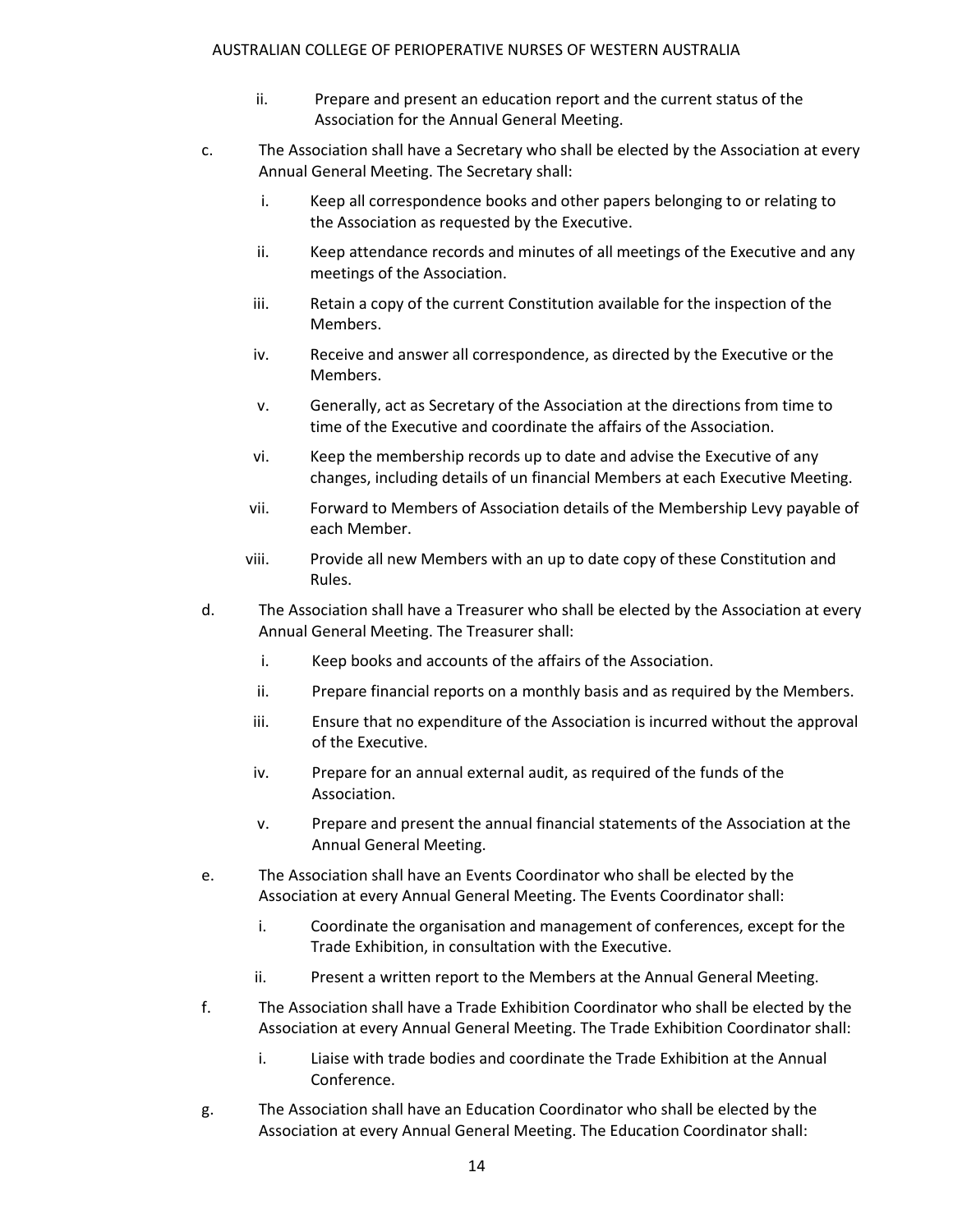ii. Prepare and present an education report and the current status of the Association for the Annual General Meeting.

c. The Association shall have a Secretary who shall be elected by the Association at every Annual General Meeting. The Secretary shall:

    i. Keep all correspondence books and other papers belonging to or relating to the Association as requested by the Executive.

    ii. Keep attendance records and minutes of all meetings of the Executive and any meetings of the Association.

    iii. Retain a copy of the current Constitution available for the inspection of the Members.

    iv. Receive and answer all correspondence, as directed by the Executive or the Members.

    v. Generally, act as Secretary of the Association at the directions from time to time of the Executive and coordinate the affairs of the Association.

    vi. Keep the membership records up to date and advise the Executive of any changes, including details of un financial Members at each Executive Meeting.

    vii. Forward to Members of Association details of the Membership Levy payable of each Member.

    viii. Provide all new Members with an up to date copy of these Constitution and Rules.

d. The Association shall have a Treasurer who shall be elected by the Association at every Annual General Meeting. The Treasurer shall:

    i. Keep books and accounts of the affairs of the Association.

    ii. Prepare financial reports on a monthly basis and as required by the Members.

    iii. Ensure that no expenditure of the Association is incurred without the approval of the Executive.

    iv. Prepare for an annual external audit, as required of the funds of the Association.

    v. Prepare and present the annual financial statements of the Association at the Annual General Meeting.

e. The Association shall have an Events Coordinator who shall be elected by the Association at every Annual General Meeting. The Events Coordinator shall:

    i. Coordinate the organisation and management of conferences, except for the Trade Exhibition, in consultation with the Executive.

    ii. Present a written report to the Members at the Annual General Meeting.

f. The Association shall have a Trade Exhibition Coordinator who shall be elected by the Association at every Annual General Meeting. The Trade Exhibition Coordinator shall:

    i. Liaise with trade bodies and coordinate the Trade Exhibition at the Annual Conference.

g. The Association shall have an Education Coordinator who shall be elected by the Association at every Annual General Meeting. The Education Coordinator shall: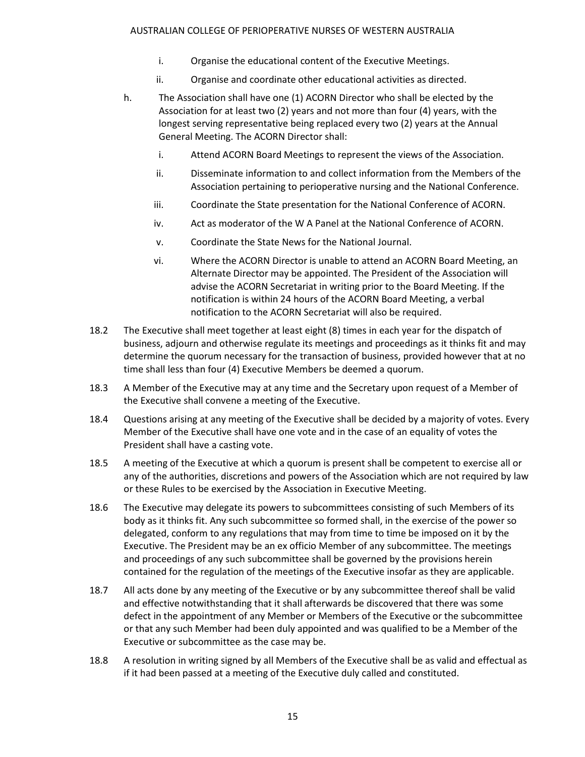i. Organise the educational content of the Executive Meetings.

ii. Organise and coordinate other educational activities as directed.

h. The Association shall have one (1) ACORN Director who shall be elected by the Association for at least two (2) years and not more than four (4) years, with the longest serving representative being replaced every two (2) years at the Annual General Meeting. The ACORN Director shall:

i. Attend ACORN Board Meetings to represent the views of the Association.

ii. Disseminate information to and collect information from the Members of the Association pertaining to perioperative nursing and the National Conference.

iii. Coordinate the State presentation for the National Conference of ACORN.

iv. Act as moderator of the W A Panel at the National Conference of ACORN.

v. Coordinate the State News for the National Journal.

vi. Where the ACORN Director is unable to attend an ACORN Board Meeting, an Alternate Director may be appointed. The President of the Association will advise the ACORN Secretariat in writing prior to the Board Meeting. If the notification is within 24 hours of the ACORN Board Meeting, a verbal notification to the ACORN Secretariat will also be required.

18.2 The Executive shall meet together at least eight (8) times in each year for the dispatch of business, adjourn and otherwise regulate its meetings and proceedings as it thinks fit and may determine the quorum necessary for the transaction of business, provided however that at no time shall less than four (4) Executive Members be deemed a quorum.

18.3 A Member of the Executive may at any time and the Secretary upon request of a Member of the Executive shall convene a meeting of the Executive.

18.4 Questions arising at any meeting of the Executive shall be decided by a majority of votes. Every Member of the Executive shall have one vote and in the case of an equality of votes the President shall have a casting vote.

18.5 A meeting of the Executive at which a quorum is present shall be competent to exercise all or any of the authorities, discretions and powers of the Association which are not required by law or these Rules to be exercised by the Association in Executive Meeting.

18.6 The Executive may delegate its powers to subcommittees consisting of such Members of its body as it thinks fit. Any such subcommittee so formed shall, in the exercise of the power so delegated, conform to any regulations that may from time to time be imposed on it by the Executive. The President may be an ex officio Member of any subcommittee. The meetings and proceedings of any such subcommittee shall be governed by the provisions herein contained for the regulation of the meetings of the Executive insofar as they are applicable.

18.7 All acts done by any meeting of the Executive or by any subcommittee thereof shall be valid and effective notwithstanding that it shall afterwards be discovered that there was some defect in the appointment of any Member or Members of the Executive or the subcommittee or that any such Member had been duly appointed and was qualified to be a Member of the Executive or subcommittee as the case may be.

18.8 A resolution in writing signed by all Members of the Executive shall be as valid and effectual as if it had been passed at a meeting of the Executive duly called and constituted.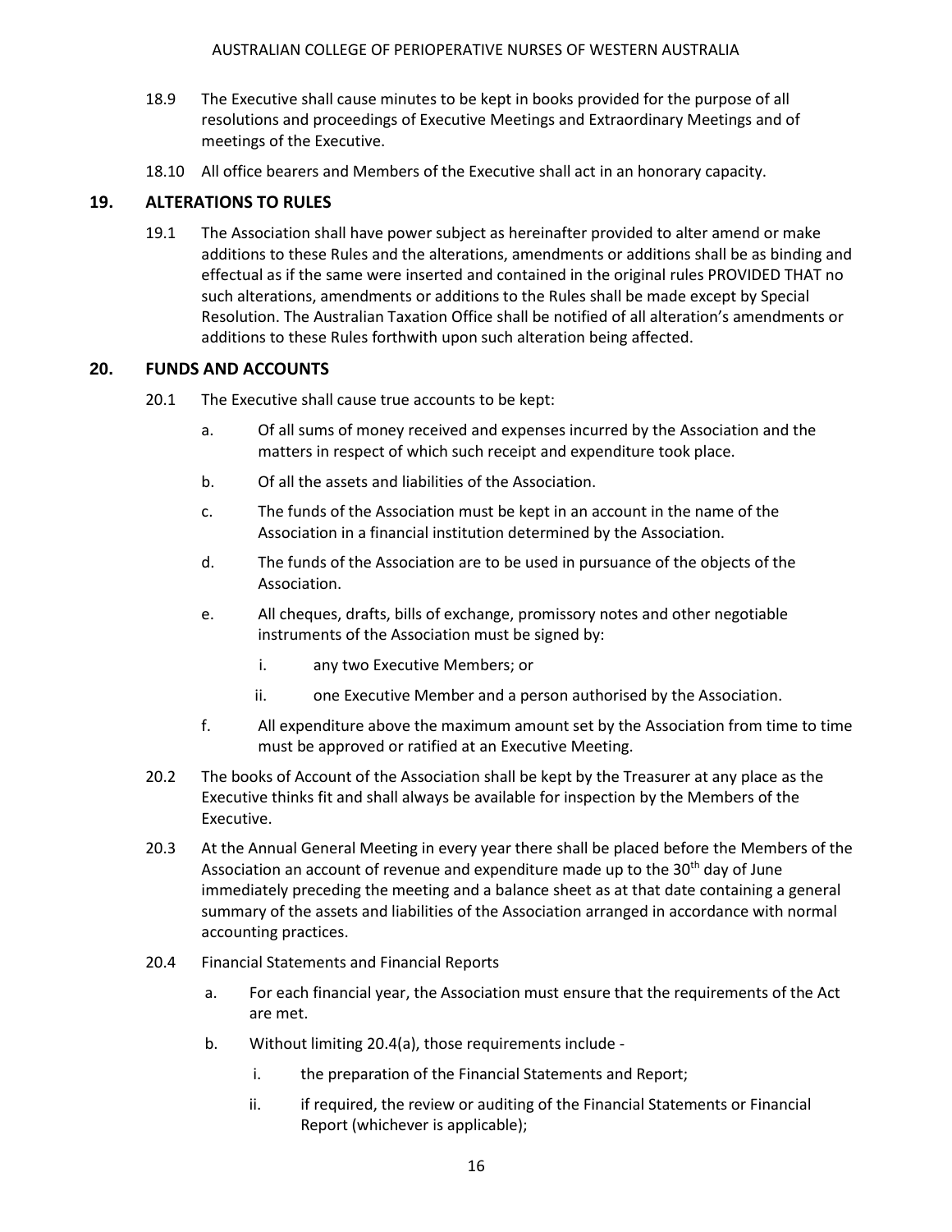18.9 The Executive shall cause minutes to be kept in books provided for the purpose of all resolutions and proceedings of Executive Meetings and Extraordinary Meetings and of meetings of the Executive.

18.10 All office bearers and Members of the Executive shall act in an honorary capacity.

## 19. ALTERATIONS TO RULES

19.1 The Association shall have power subject as hereinafter provided to alter amend or make additions to these Rules and the alterations, amendments or additions shall be as binding and effectual as if the same were inserted and contained in the original rules PROVIDED THAT no such alterations, amendments or additions to the Rules shall be made except by Special Resolution. The Australian Taxation Office shall be notified of all alteration's amendments or additions to these Rules forthwith upon such alteration being affected.

## 20. FUNDS AND ACCOUNTS

20.1 The Executive shall cause true accounts to be kept:

a. Of all sums of money received and expenses incurred by the Association and the matters in respect of which such receipt and expenditure took place.

b. Of all the assets and liabilities of the Association.

c. The funds of the Association must be kept in an account in the name of the Association in a financial institution determined by the Association.

d. The funds of the Association are to be used in pursuance of the objects of the Association.

e. All cheques, drafts, bills of exchange, promissory notes and other negotiable instruments of the Association must be signed by:

  i. any two Executive Members; or

  ii. one Executive Member and a person authorised by the Association.

f. All expenditure above the maximum amount set by the Association from time to time must be approved or ratified at an Executive Meeting.

20.2 The books of Account of the Association shall be kept by the Treasurer at any place as the Executive thinks fit and shall always be available for inspection by the Members of the Executive.

20.3 At the Annual General Meeting in every year there shall be placed before the Members of the Association an account of revenue and expenditure made up to the 30th day of June immediately preceding the meeting and a balance sheet as at that date containing a general summary of the assets and liabilities of the Association arranged in accordance with normal accounting practices.

20.4 Financial Statements and Financial Reports

a. For each financial year, the Association must ensure that the requirements of the Act are met.

b. Without limiting 20.4(a), those requirements include -

  i. the preparation of the Financial Statements and Report;

  ii. if required, the review or auditing of the Financial Statements or Financial Report (whichever is applicable);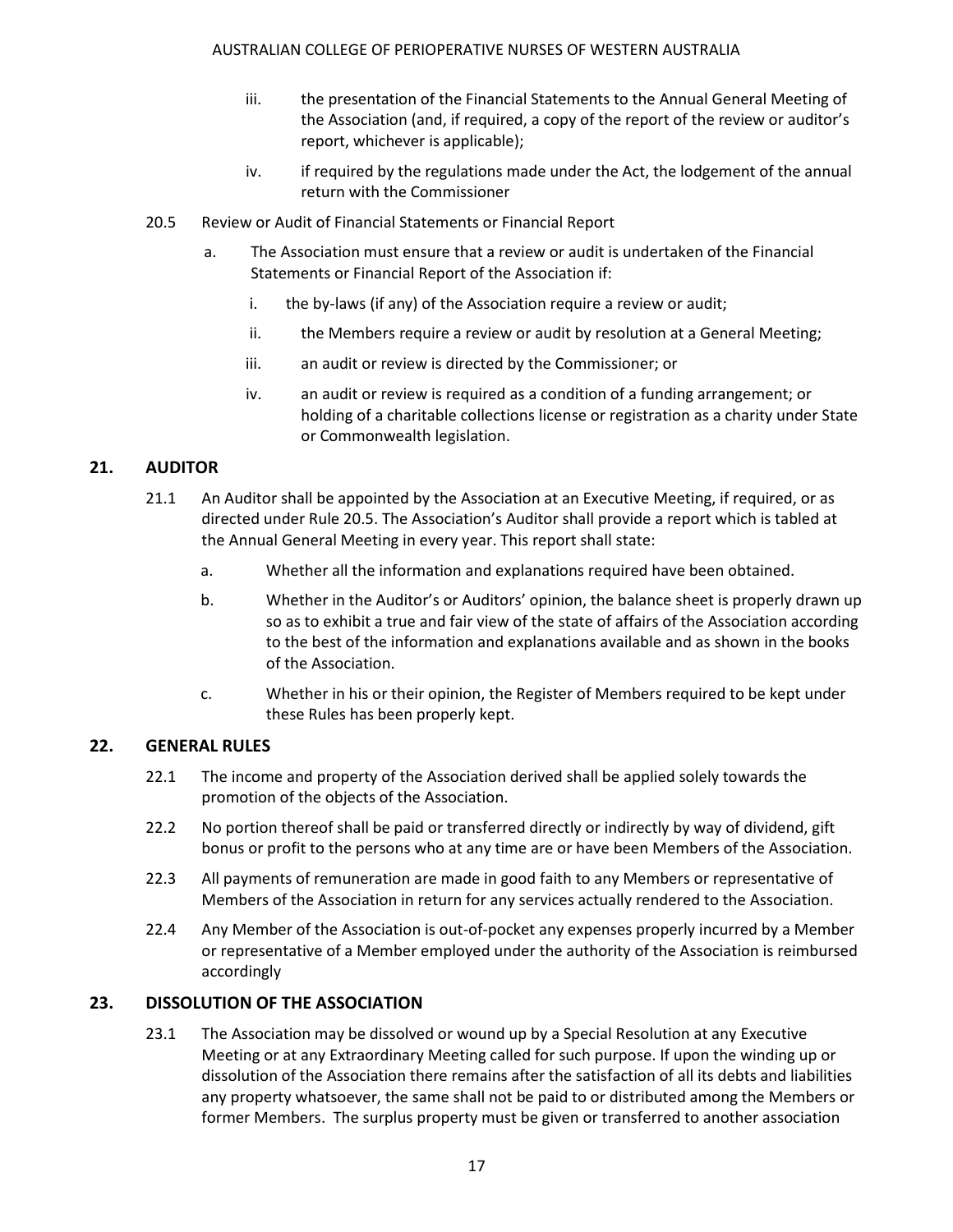iii. the presentation of the Financial Statements to the Annual General Meeting of the Association (and, if required, a copy of the report of the review or auditor's report, whichever is applicable);

iv. if required by the regulations made under the Act, the lodgement of the annual return with the Commissioner

20.5 Review or Audit of Financial Statements or Financial Report

a. The Association must ensure that a review or audit is undertaken of the Financial Statements or Financial Report of the Association if:

i. the by-laws (if any) of the Association require a review or audit;

ii. the Members require a review or audit by resolution at a General Meeting;

iii. an audit or review is directed by the Commissioner; or

iv. an audit or review is required as a condition of a funding arrangement; or holding of a charitable collections license or registration as a charity under State or Commonwealth legislation.

## 21. AUDITOR

21.1 An Auditor shall be appointed by the Association at an Executive Meeting, if required, or as directed under Rule 20.5. The Association's Auditor shall provide a report which is tabled at the Annual General Meeting in every year. This report shall state:

a. Whether all the information and explanations required have been obtained.

b. Whether in the Auditor's or Auditors' opinion, the balance sheet is properly drawn up so as to exhibit a true and fair view of the state of affairs of the Association according to the best of the information and explanations available and as shown in the books of the Association.

c. Whether in his or their opinion, the Register of Members required to be kept under these Rules has been properly kept.

## 22. GENERAL RULES

22.1 The income and property of the Association derived shall be applied solely towards the promotion of the objects of the Association.

22.2 No portion thereof shall be paid or transferred directly or indirectly by way of dividend, gift bonus or profit to the persons who at any time are or have been Members of the Association.

22.3 All payments of remuneration are made in good faith to any Members or representative of Members of the Association in return for any services actually rendered to the Association.

22.4 Any Member of the Association is out-of-pocket any expenses properly incurred by a Member or representative of a Member employed under the authority of the Association is reimbursed accordingly

## 23. DISSOLUTION OF THE ASSOCIATION

23.1 The Association may be dissolved or wound up by a Special Resolution at any Executive Meeting or at any Extraordinary Meeting called for such purpose. If upon the winding up or dissolution of the Association there remains after the satisfaction of all its debts and liabilities any property whatsoever, the same shall not be paid to or distributed among the Members or former Members. The surplus property must be given or transferred to another association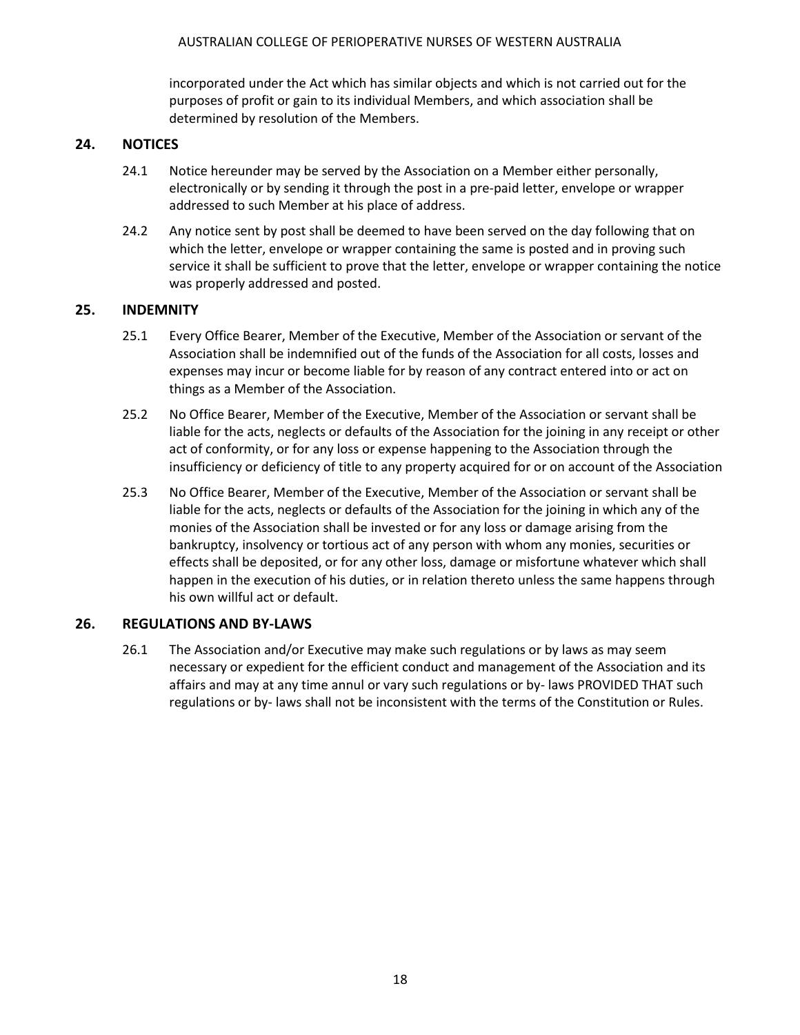incorporated under the Act which has similar objects and which is not carried out for the purposes of profit or gain to its individual Members, and which association shall be determined by resolution of the Members.

## 24. NOTICES

24.1 Notice hereunder may be served by the Association on a Member either personally, electronically or by sending it through the post in a pre-paid letter, envelope or wrapper addressed to such Member at his place of address.

24.2 Any notice sent by post shall be deemed to have been served on the day following that on which the letter, envelope or wrapper containing the same is posted and in proving such service it shall be sufficient to prove that the letter, envelope or wrapper containing the notice was properly addressed and posted.

## 25. INDEMNITY

25.1 Every Office Bearer, Member of the Executive, Member of the Association or servant of the Association shall be indemnified out of the funds of the Association for all costs, losses and expenses may incur or become liable for by reason of any contract entered into or act on things as a Member of the Association.

25.2 No Office Bearer, Member of the Executive, Member of the Association or servant shall be liable for the acts, neglects or defaults of the Association for the joining in any receipt or other act of conformity, or for any loss or expense happening to the Association through the insufficiency or deficiency of title to any property acquired for or on account of the Association

25.3 No Office Bearer, Member of the Executive, Member of the Association or servant shall be liable for the acts, neglects or defaults of the Association for the joining in which any of the monies of the Association shall be invested or for any loss or damage arising from the bankruptcy, insolvency or tortious act of any person with whom any monies, securities or effects shall be deposited, or for any other loss, damage or misfortune whatever which shall happen in the execution of his duties, or in relation thereto unless the same happens through his own willful act or default.

## 26. REGULATIONS AND BY-LAWS

26.1 The Association and/or Executive may make such regulations or by laws as may seem necessary or expedient for the efficient conduct and management of the Association and its affairs and may at any time annul or vary such regulations or by- laws PROVIDED THAT such regulations or by- laws shall not be inconsistent with the terms of the Constitution or Rules.